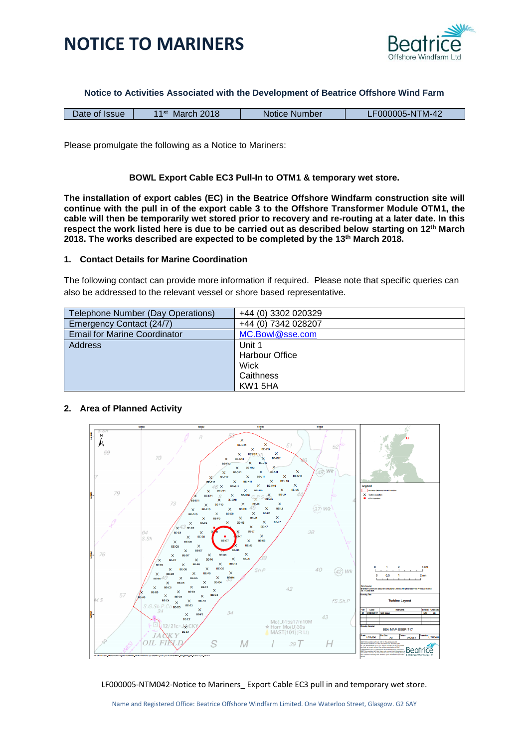# NOTICE TO MARINERS

**Notice to Activities Associated with the Development of Beatrice Offshore Wind Farm**

| Date of Issue | 11st March 2018 | Notice Number | LF000005-NTM-42 |
|---|---|---|---|

Please promulgate the following as a Notice to Mariners:

**BOWL Export Cable EC3 Pull-In to OTM1 & temporary wet store.**

**The installation of export cables (EC) in the Beatrice Offshore Windfarm construction site will continue with the pull in of the export cable 3 to the Offshore Transformer Module OTM1, the cable will then be temporarily wet stored prior to recovery and re-routing at a later date. In this respect the work listed here is due to be carried out as described below starting on 12th March 2018. The works described are expected to be completed by the 13th March 2018.**

## 1. Contact Details for Marine Coordination

The following contact can provide more information if required. Please note that specific queries can also be addressed to the relevant vessel or shore based representative.

| Telephone Number (Day Operations) | +44 (0) 3302 020329 |
|---|---|
| Emergency Contact (24/7) | +44 (0) 7342 028207 |
| Email for Marine Coordinator | MC.Bowl@sse.com |
| Address | Unit 1<br>Harbour Office<br>Wick<br>Caithness<br>KW1 5HA |

## 2. Area of Planned Activity

LF000005-NTM042-Notice to Mariners_ Export Cable EC3 pull in and temporary wet store.

Name and Registered Office: Beatrice Offshore Windfarm Limited. One Waterloo Street, Glasgow. G2 6AY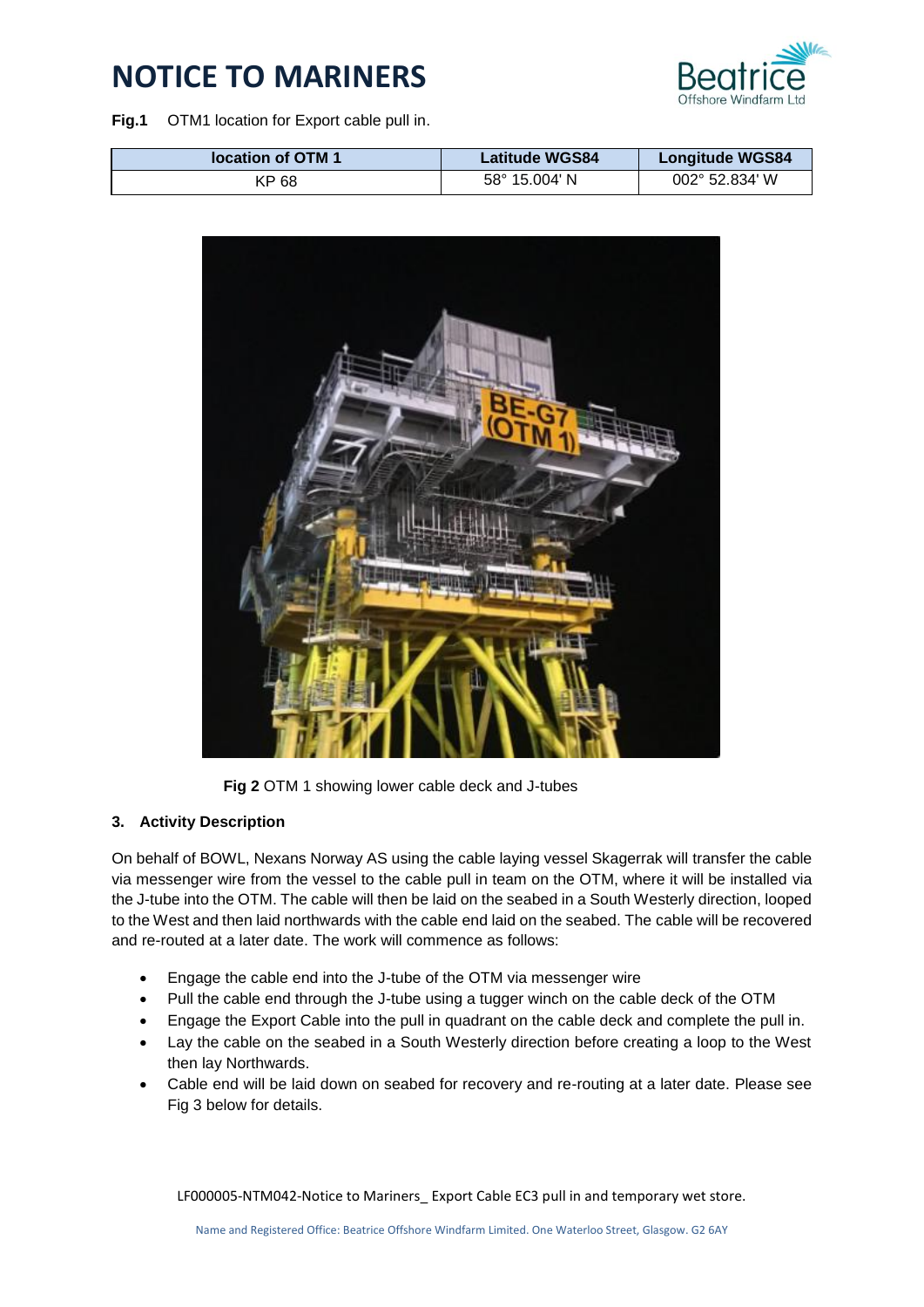**Fig.1** OTM1 location for Export cable pull in.

| location of OTM 1 | Latitude WGS84 | Longitude WGS84 |
| --- | --- | --- |
| KP 68 | 58° 15.004' N | 002° 52.834' W |

**Fig 2** OTM 1 showing lower cable deck and J-tubes

### 3. Activity Description

On behalf of BOWL, Nexans Norway AS using the cable laying vessel Skagerrak will transfer the cable via messenger wire from the vessel to the cable pull in team on the OTM, where it will be installed via the J-tube into the OTM. The cable will then be laid on the seabed in a South Westerly direction, looped to the West and then laid northwards with the cable end laid on the seabed. The cable will be recovered and re-routed at a later date. The work will commence as follows:

- Engage the cable end into the J-tube of the OTM via messenger wire
- Pull the cable end through the J-tube using a tugger winch on the cable deck of the OTM
- Engage the Export Cable into the pull in quadrant on the cable deck and complete the pull in.
- Lay the cable on the seabed in a South Westerly direction before creating a loop to the West then lay Northwards.
- Cable end will be laid down on seabed for recovery and re-routing at a later date. Please see Fig 3 below for details.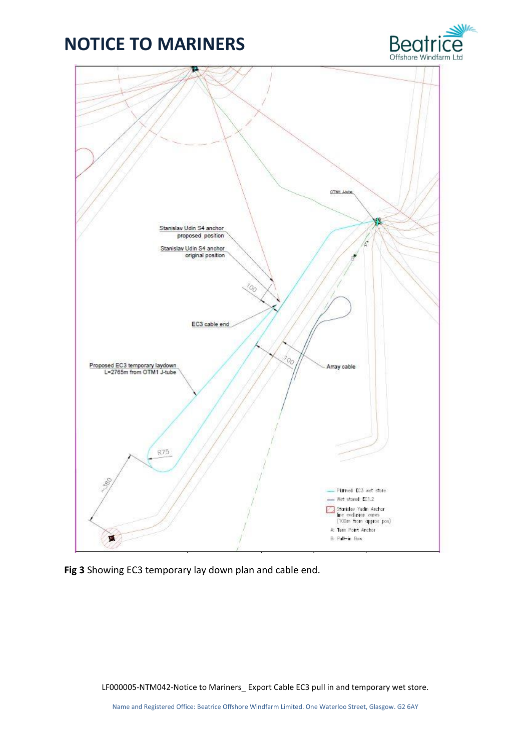**Fig 3** Showing EC3 temporary lay down plan and cable end.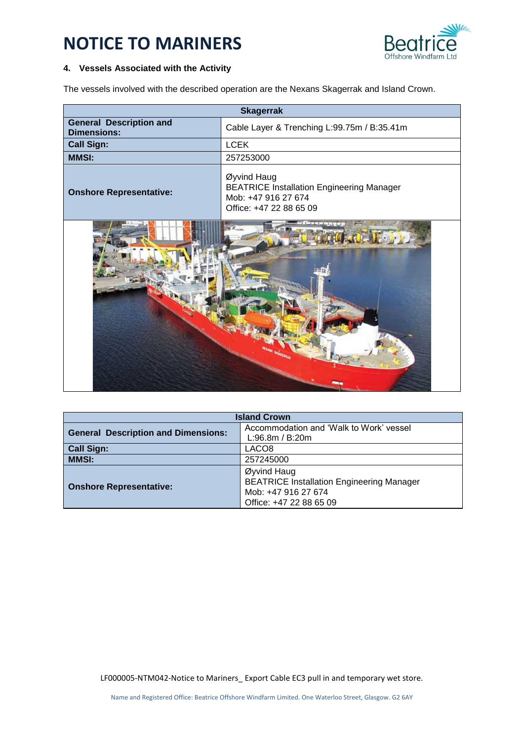# NOTICE TO MARINERS

### 4. Vessels Associated with the Activity

The vessels involved with the described operation are the Nexans Skagerrak and Island Crown.

| Skagerrak | |
|---|---|
| **General Description and Dimensions:** | Cable Layer & Trenching L:99.75m / B:35.41m |
| **Call Sign:** | LCEK |
| **MMSI:** | 257253000 |
| **Onshore Representative:** | Øyvind Haug<br>BEATRICE Installation Engineering Manager<br>Mob: +47 916 27 674<br>Office: +47 22 88 65 09 |

| Island Crown | |
|---|---|
| **General Description and Dimensions:** | Accommodation and 'Walk to Work' vessel L:96.8m / B:20m |
| **Call Sign:** | LACO8 |
| **MMSI:** | 257245000 |
| **Onshore Representative:** | Øyvind Haug<br>BEATRICE Installation Engineering Manager<br>Mob: +47 916 27 674<br>Office: +47 22 88 65 09 |

LF000005-NTM042-Notice to Mariners_ Export Cable EC3 pull in and temporary wet store.

Name and Registered Office: Beatrice Offshore Windfarm Limited. One Waterloo Street, Glasgow. G2 6AY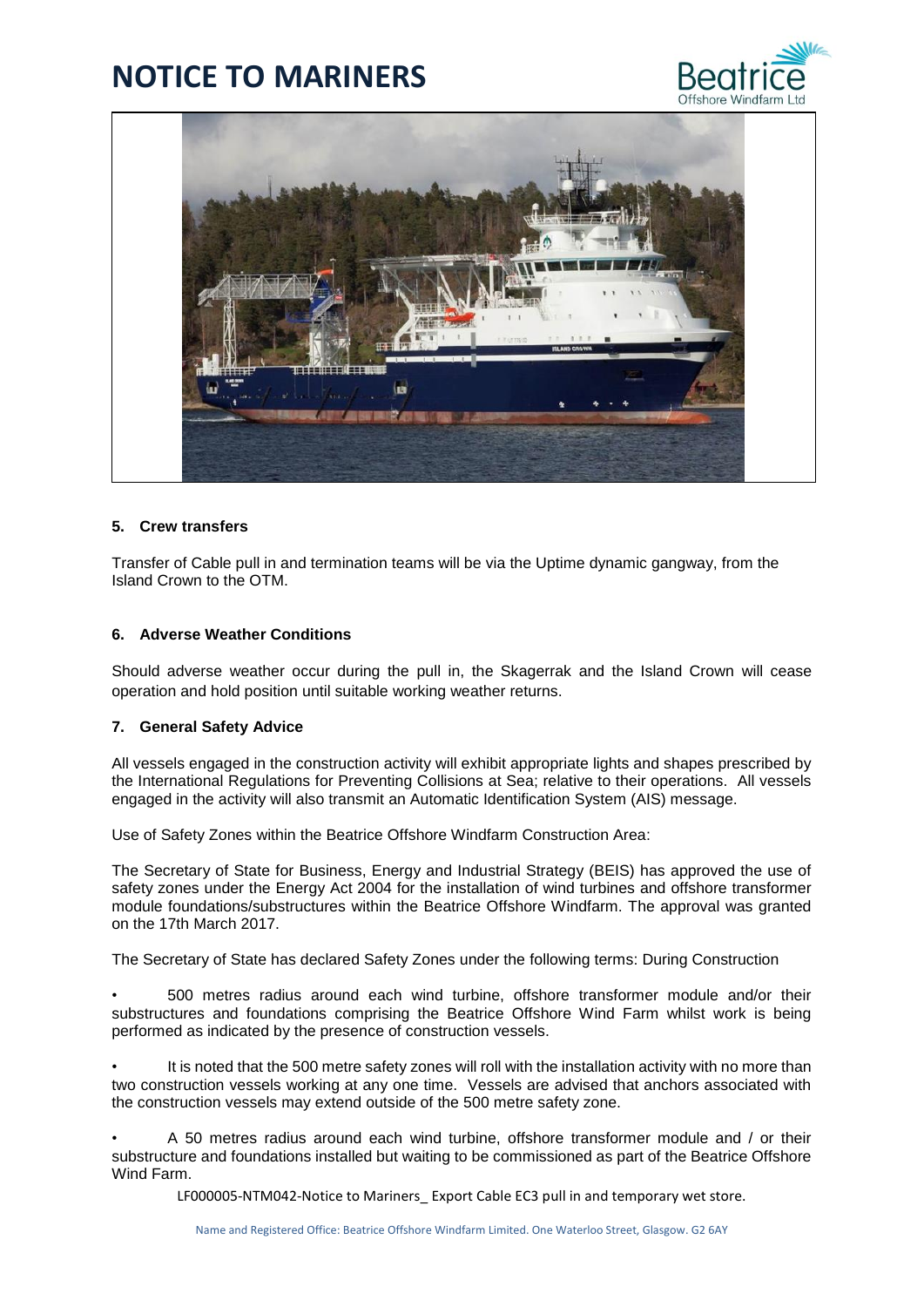# NOTICE TO MARINERS

## 5. Crew transfers

Transfer of Cable pull in and termination teams will be via the Uptime dynamic gangway, from the Island Crown to the OTM.

## 6. Adverse Weather Conditions

Should adverse weather occur during the pull in, the Skagerrak and the Island Crown will cease operation and hold position until suitable working weather returns.

## 7. General Safety Advice

All vessels engaged in the construction activity will exhibit appropriate lights and shapes prescribed by the International Regulations for Preventing Collisions at Sea; relative to their operations. All vessels engaged in the activity will also transmit an Automatic Identification System (AIS) message.

Use of Safety Zones within the Beatrice Offshore Windfarm Construction Area:

The Secretary of State for Business, Energy and Industrial Strategy (BEIS) has approved the use of safety zones under the Energy Act 2004 for the installation of wind turbines and offshore transformer module foundations/substructures within the Beatrice Offshore Windfarm. The approval was granted on the 17th March 2017.

The Secretary of State has declared Safety Zones under the following terms: During Construction

- 500 metres radius around each wind turbine, offshore transformer module and/or their substructures and foundations comprising the Beatrice Offshore Wind Farm whilst work is being performed as indicated by the presence of construction vessels.
- It is noted that the 500 metre safety zones will roll with the installation activity with no more than two construction vessels working at any one time. Vessels are advised that anchors associated with the construction vessels may extend outside of the 500 metre safety zone.
- A 50 metres radius around each wind turbine, offshore transformer module and / or their substructure and foundations installed but waiting to be commissioned as part of the Beatrice Offshore Wind Farm.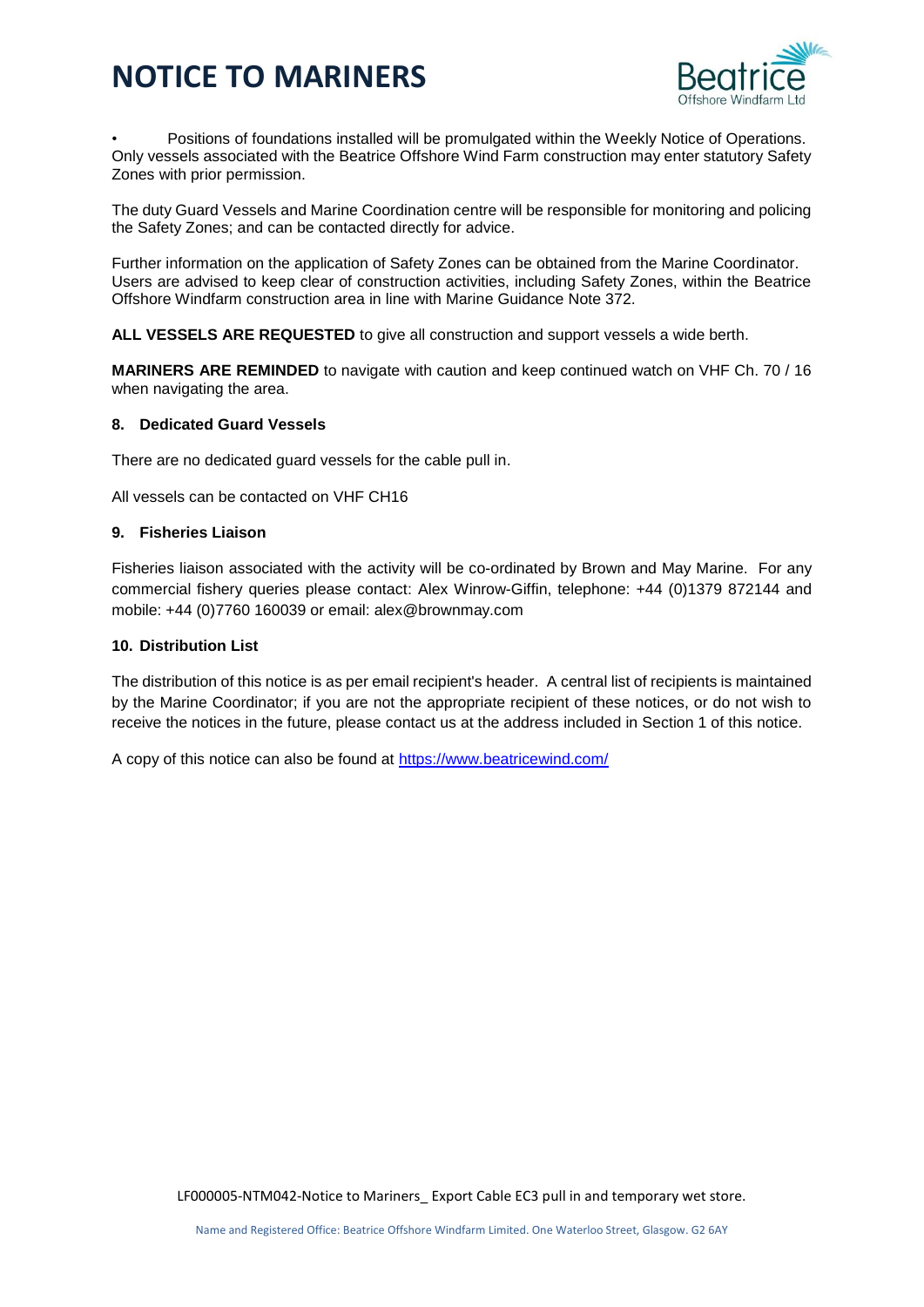- Positions of foundations installed will be promulgated within the Weekly Notice of Operations. Only vessels associated with the Beatrice Offshore Wind Farm construction may enter statutory Safety Zones with prior permission.

The duty Guard Vessels and Marine Coordination centre will be responsible for monitoring and policing the Safety Zones; and can be contacted directly for advice.

Further information on the application of Safety Zones can be obtained from the Marine Coordinator. Users are advised to keep clear of construction activities, including Safety Zones, within the Beatrice Offshore Windfarm construction area in line with Marine Guidance Note 372.

**ALL VESSELS ARE REQUESTED** to give all construction and support vessels a wide berth.

**MARINERS ARE REMINDED** to navigate with caution and keep continued watch on VHF Ch. 70 / 16 when navigating the area.

## 8. Dedicated Guard Vessels

There are no dedicated guard vessels for the cable pull in.

All vessels can be contacted on VHF CH16

## 9. Fisheries Liaison

Fisheries liaison associated with the activity will be co-ordinated by Brown and May Marine. For any commercial fishery queries please contact: Alex Winrow-Giffin, telephone: +44 (0)1379 872144 and mobile: +44 (0)7760 160039 or email: alex@brownmay.com

## 10. Distribution List

The distribution of this notice is as per email recipient's header. A central list of recipients is maintained by the Marine Coordinator; if you are not the appropriate recipient of these notices, or do not wish to receive the notices in the future, please contact us at the address included in Section 1 of this notice.

A copy of this notice can also be found at https://www.beatricewind.com/